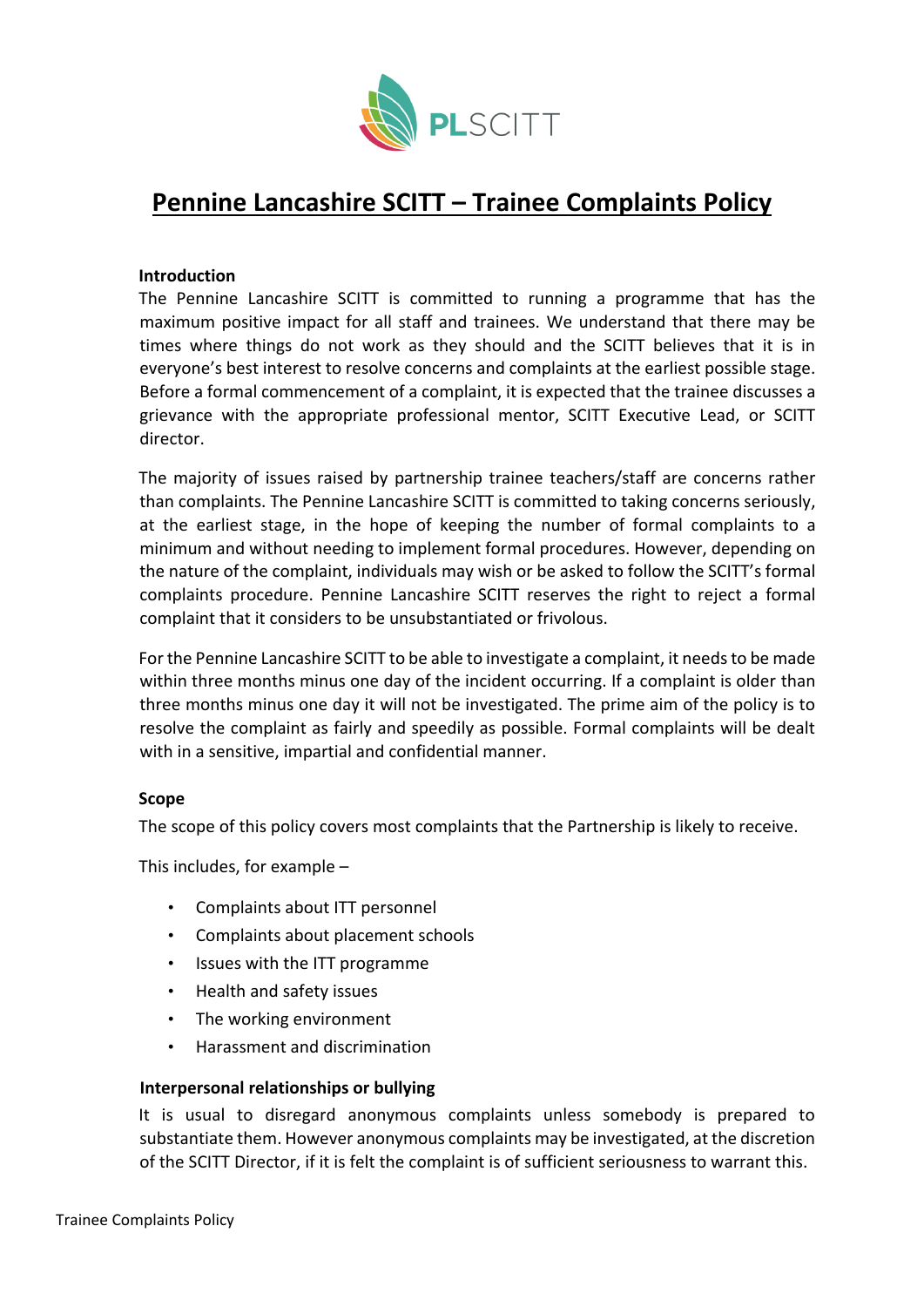# Pennine Lancashire SCITT – Trainee Complaints Policy

**Introduction**

The Pennine Lancashire SCITT is committed to running a programme that has the maximum positive impact for all staff and trainees. We understand that there may be times where things do not work as they should and the SCITT believes that it is in everyone's best interest to resolve concerns and complaints at the earliest possible stage. Before a formal commencement of a complaint, it is expected that the trainee discusses a grievance with the appropriate professional mentor, SCITT Executive Lead, or SCITT director.

The majority of issues raised by partnership trainee teachers/staff are concerns rather than complaints. The Pennine Lancashire SCITT is committed to taking concerns seriously, at the earliest stage, in the hope of keeping the number of formal complaints to a minimum and without needing to implement formal procedures. However, depending on the nature of the complaint, individuals may wish or be asked to follow the SCITT's formal complaints procedure. Pennine Lancashire SCITT reserves the right to reject a formal complaint that it considers to be unsubstantiated or frivolous.

For the Pennine Lancashire SCITT to be able to investigate a complaint, it needs to be made within three months minus one day of the incident occurring. If a complaint is older than three months minus one day it will not be investigated. The prime aim of the policy is to resolve the complaint as fairly and speedily as possible. Formal complaints will be dealt with in a sensitive, impartial and confidential manner.

**Scope**

The scope of this policy covers most complaints that the Partnership is likely to receive.

This includes, for example –

- Complaints about ITT personnel
- Complaints about placement schools
- Issues with the ITT programme
- Health and safety issues
- The working environment
- Harassment and discrimination

**Interpersonal relationships or bullying**

It is usual to disregard anonymous complaints unless somebody is prepared to substantiate them. However anonymous complaints may be investigated, at the discretion of the SCITT Director, if it is felt the complaint is of sufficient seriousness to warrant this.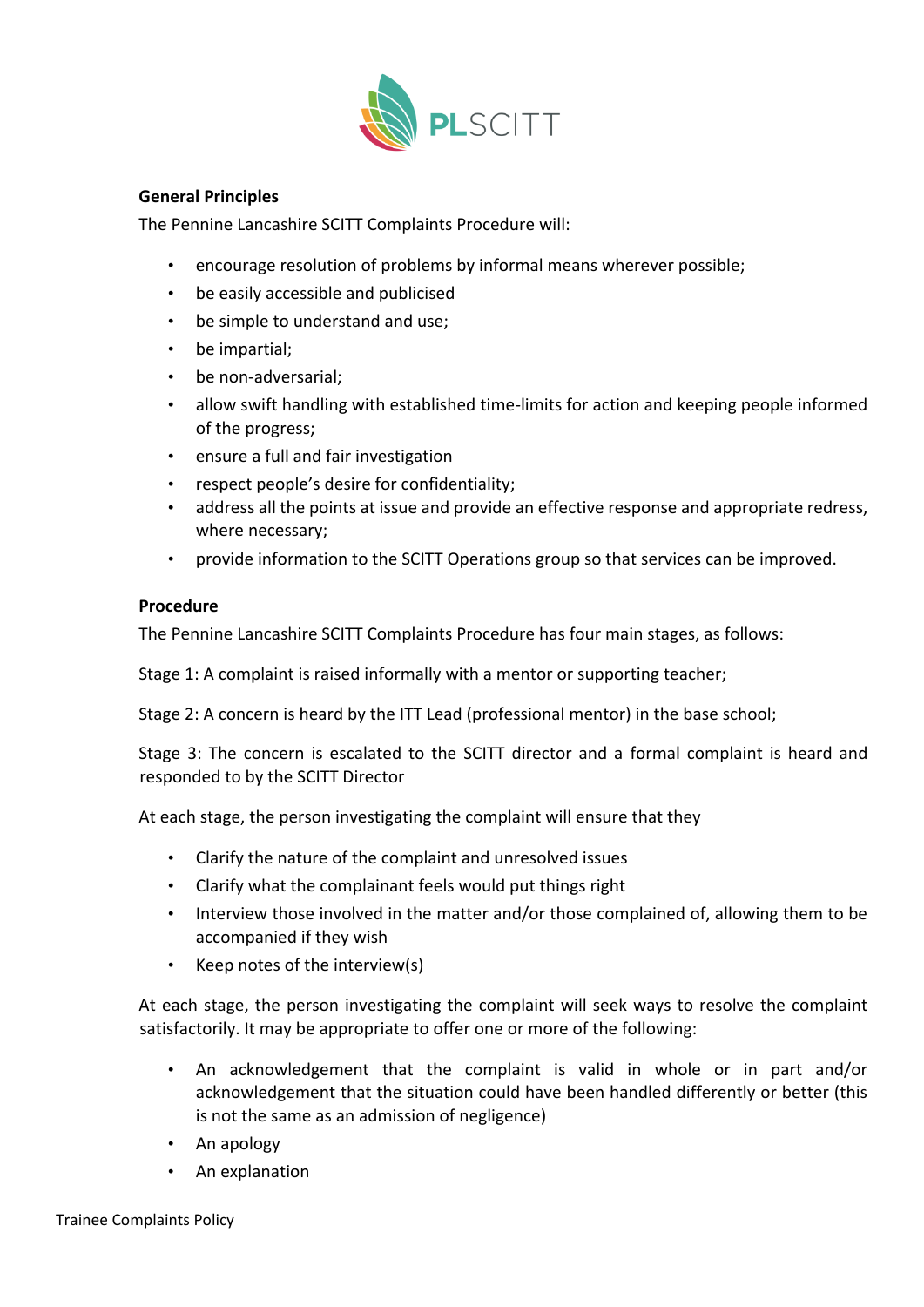**General Principles**

The Pennine Lancashire SCITT Complaints Procedure will:

- encourage resolution of problems by informal means wherever possible;
- be easily accessible and publicised
- be simple to understand and use;
- be impartial;
- be non-adversarial;
- allow swift handling with established time-limits for action and keeping people informed of the progress;
- ensure a full and fair investigation
- respect people's desire for confidentiality;
- address all the points at issue and provide an effective response and appropriate redress, where necessary;
- provide information to the SCITT Operations group so that services can be improved.

**Procedure**

The Pennine Lancashire SCITT Complaints Procedure has four main stages, as follows:

Stage 1: A complaint is raised informally with a mentor or supporting teacher;

Stage 2: A concern is heard by the ITT Lead (professional mentor) in the base school;

Stage 3: The concern is escalated to the SCITT director and a formal complaint is heard and responded to by the SCITT Director

At each stage, the person investigating the complaint will ensure that they

- Clarify the nature of the complaint and unresolved issues
- Clarify what the complainant feels would put things right
- Interview those involved in the matter and/or those complained of, allowing them to be accompanied if they wish
- Keep notes of the interview(s)

At each stage, the person investigating the complaint will seek ways to resolve the complaint satisfactorily. It may be appropriate to offer one or more of the following:

- An acknowledgement that the complaint is valid in whole or in part and/or acknowledgement that the situation could have been handled differently or better (this is not the same as an admission of negligence)
- An apology
- An explanation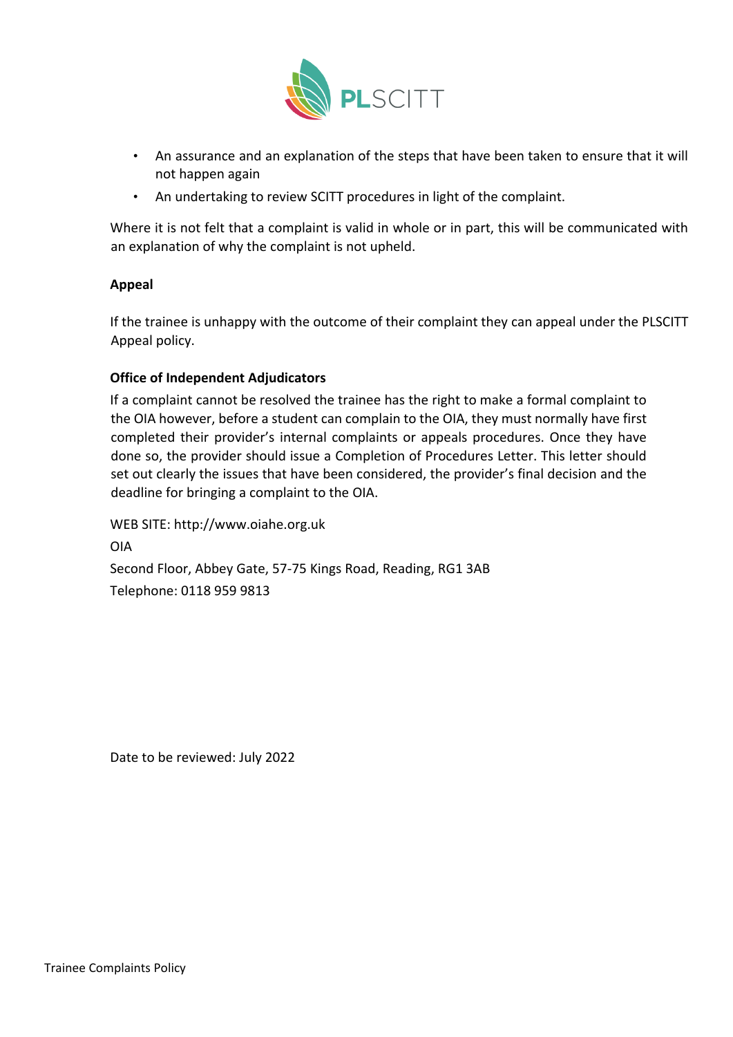- An assurance and an explanation of the steps that have been taken to ensure that it will not happen again
- An undertaking to review SCITT procedures in light of the complaint.

Where it is not felt that a complaint is valid in whole or in part, this will be communicated with an explanation of why the complaint is not upheld.

**Appeal**

If the trainee is unhappy with the outcome of their complaint they can appeal under the PLSCITT Appeal policy.

**Office of Independent Adjudicators**

If a complaint cannot be resolved the trainee has the right to make a formal complaint to the OIA however, before a student can complain to the OIA, they must normally have first completed their provider's internal complaints or appeals procedures. Once they have done so, the provider should issue a Completion of Procedures Letter. This letter should set out clearly the issues that have been considered, the provider's final decision and the deadline for bringing a complaint to the OIA.

WEB SITE: http://www.oiahe.org.uk

OIA

Second Floor, Abbey Gate, 57-75 Kings Road, Reading, RG1 3AB

Telephone: 0118 959 9813

Date to be reviewed: July 2022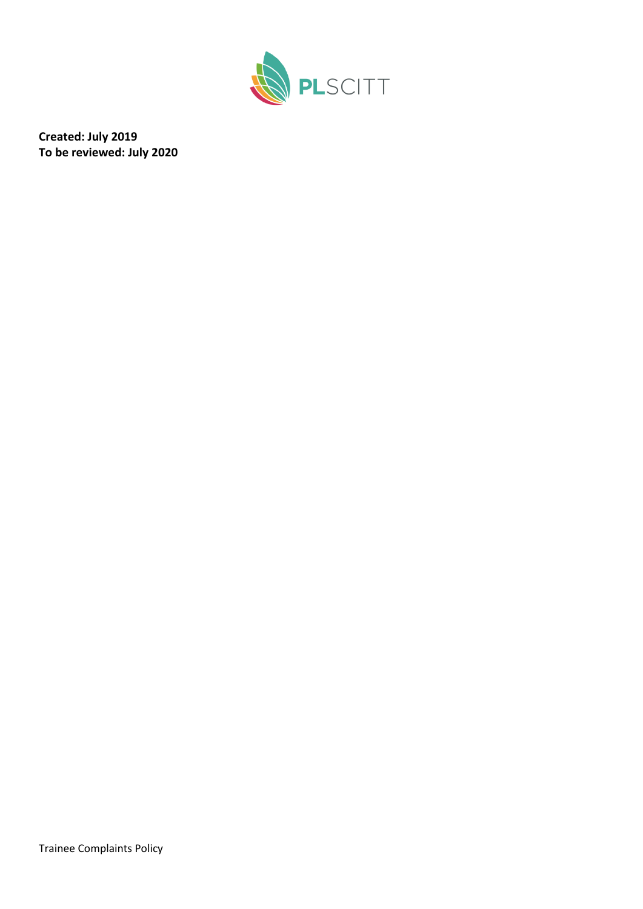PLSCITT

**Created: July 2019**
**To be reviewed: July 2020**

Trainee Complaints Policy